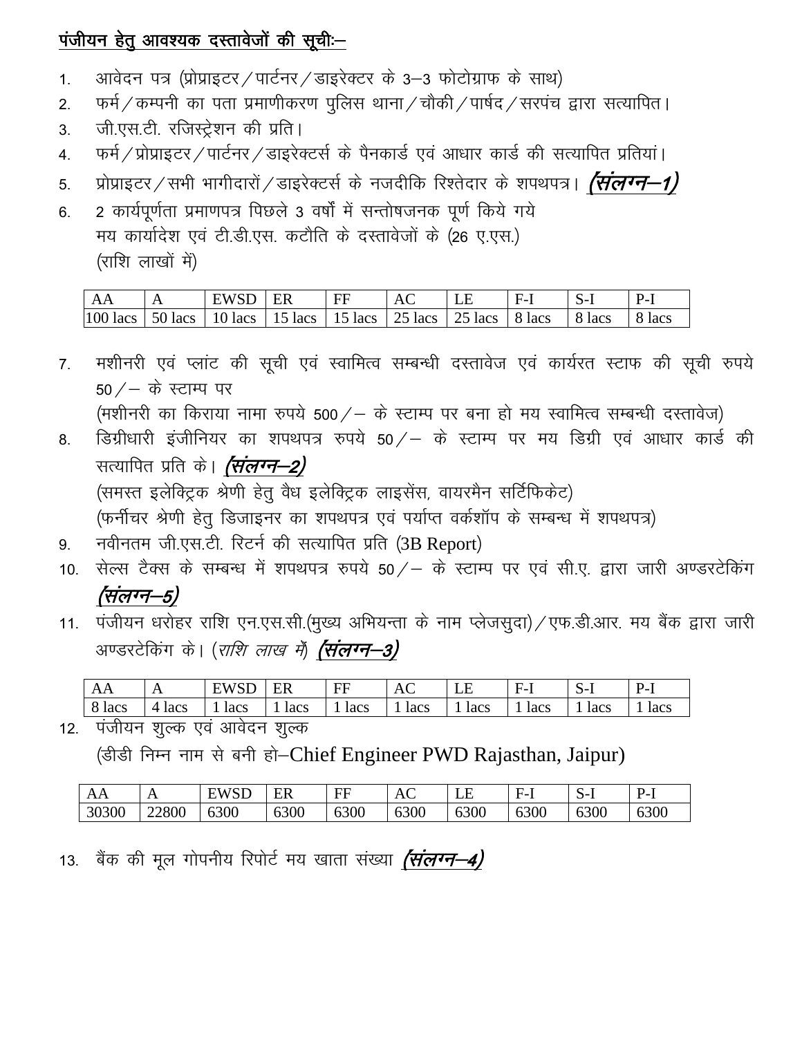## पंजीयन हेतु आवश्यक दस्तावेजों की सूचीः–

1. आवेदन पत्र (प्रोप्राइटर/पार्टनर/डाइरेक्टर के 3–3 फोटोग्राफ के साथ)
2. फर्म/कम्पनी का पता प्रमाणीकरण पुलिस थाना/चौकी/पार्षद/सरपंच द्वारा सत्यापित।
3. जी.एस.टी. रजिस्ट्रेशन की प्रति।
4. फर्म/प्रोप्राइटर/पार्टनर/डाइरेक्टर्स के पैनकार्ड एवं आधार कार्ड की सत्यापित प्रतियां।
5. प्रोप्राइटर/सभी भागीदारों/डाइरेक्टर्स के नजदीकि रिश्तेदार के शपथपत्र। ***(संलग्न–1)***
6. 2 कार्यपूर्णता प्रमाणपत्र पिछले 3 वर्षों में सन्तोषजनक पूर्ण किये गये मय कार्यादेश एवं टी.डी.एस. कटौति के दस्तावेजों के (26 ए.एस.) (राशि लाखों में)

| AA | A | EWSD | ER | FF | AC | LE | F-I | S-I | P-I |
|---|---|---|---|---|---|---|---|---|---|
| 100 lacs | 50 lacs | 10 lacs | 15 lacs | 15 lacs | 25 lacs | 25 lacs | 8 lacs | 8 lacs | 8 lacs |

7. मशीनरी एवं प्लांट की सूची एवं स्वामित्व सम्बन्धी दस्तावेज एवं कार्यरत स्टाफ की सूची रुपये 50/– के स्टाम्प पर
   (मशीनरी का किराया नामा रुपये 500/– के स्टाम्प पर बना हो मय स्वामित्व सम्बन्धी दस्तावेज)
8. डिग्रीधारी इंजीनियर का शपथपत्र रुपये 50/– के स्टाम्प पर मय डिग्री एवं आधार कार्ड की सत्यापित प्रति के। ***(संलग्न–2)***
   (समस्त इलेक्ट्रिक श्रेणी हेतु वैध इलेक्ट्रिक लाइसेंस, वायरमैन सर्टिफिकेट)
   (फर्नीचर श्रेणी हेतु डिजाइनर का शपथपत्र एवं पर्याप्त वर्कशॉप के सम्बन्ध में शपथपत्र)
9. नवीनतम जी.एस.टी. रिटर्न की सत्यापित प्रति (3B Report)
10. सेल्स टैक्स के सम्बन्ध में शपथपत्र रुपये 50/– के स्टाम्प पर एवं सी.ए. द्वारा जारी अण्डरटेकिंग ***(संलग्न–5)***
11. पंजीयन धरोहर राशि एन.एस.सी.(मुख्य अभियन्ता के नाम प्लेजसुदा)/एफ.डी.आर. मय बैंक द्वारा जारी अण्डरटेकिंग के। (*राशि लाख में*) ***(संलग्न–3)***

| AA | A | EWSD | ER | FF | AC | LE | F-I | S-I | P-I |
|---|---|---|---|---|---|---|---|---|---|
| 8 lacs | 4 lacs | 1 lacs | 1 lacs | 1 lacs | 1 lacs | 1 lacs | 1 lacs | 1 lacs | 1 lacs |

12. पंजीयन शुल्क एवं आवेदन शुल्क
    (डीडी निम्न नाम से बनी हो–Chief Engineer PWD Rajasthan, Jaipur)

| AA | A | EWSD | ER | FF | AC | LE | F-I | S-I | P-I |
|---|---|---|---|---|---|---|---|---|---|
| 30300 | 22800 | 6300 | 6300 | 6300 | 6300 | 6300 | 6300 | 6300 | 6300 |

13. बैंक की मूल गोपनीय रिपोर्ट मय खाता संख्या ***(संलग्न–4)***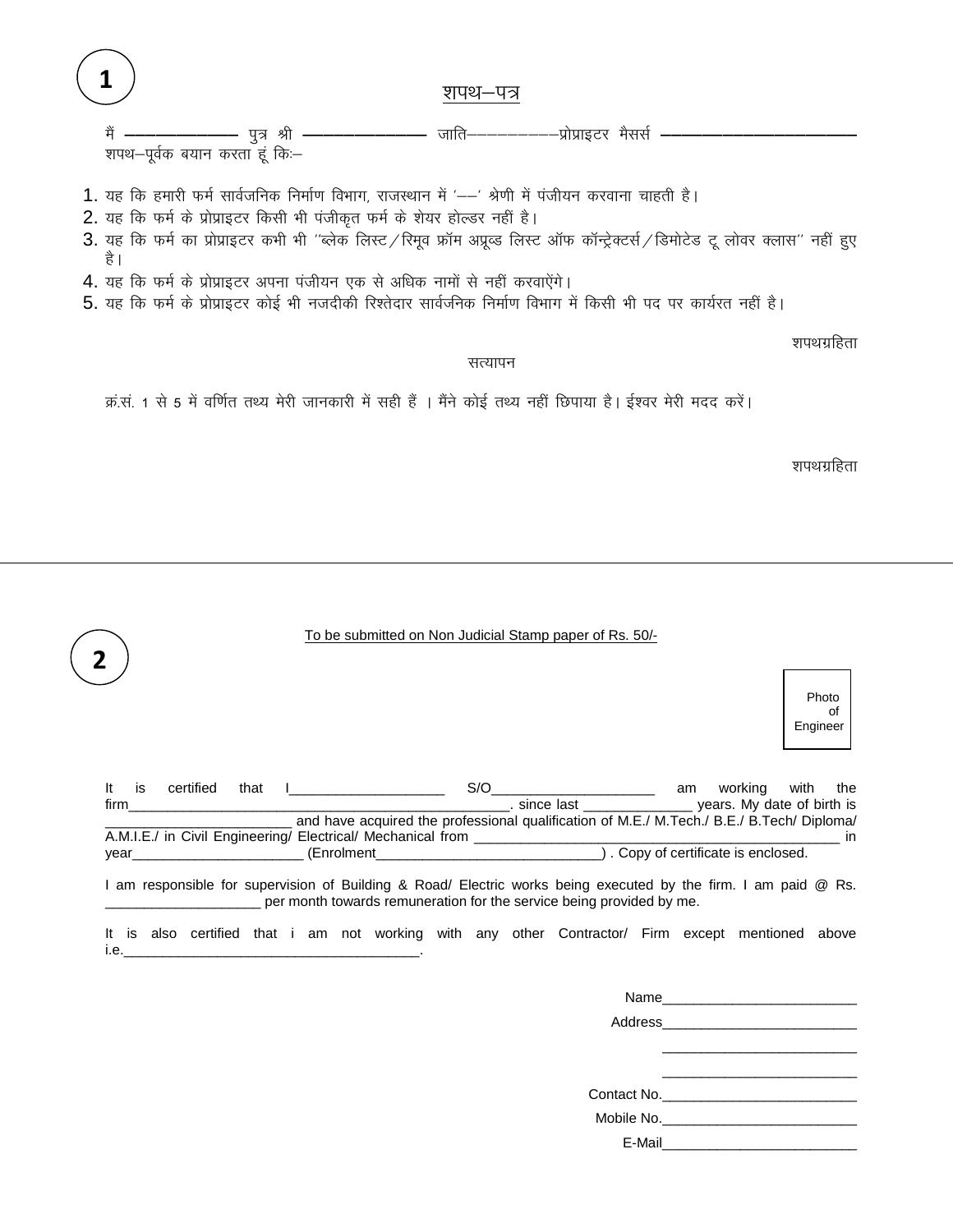**1**

## शपथ–पत्र

मैं ———————— पुत्र श्री ———————— जाति–––––––––प्रोप्राइटर मैसर्स ———————————— शपथ–पूर्वक बयान करता हूं किः–

1. यह कि हमारी फर्म सार्वजनिक निर्माण विभाग, राजस्थान में '––' श्रेणी में पंजीयन करवाना चाहती है।
2. यह कि फर्म के प्रोप्राइटर किसी भी पंजीकृत फर्म के शेयर होल्डर नहीं है।
3. यह कि फर्म का प्रोप्राइटर कभी भी ''ब्लेक लिस्ट/रिमूव फ्रॉम अप्रूव्ड लिस्ट ऑफ कॉन्ट्रेक्टर्स/डिमोटेड टू लोवर क्लास'' नहीं हुए है।
4. यह कि फर्म के प्रोप्राइटर अपना पंजीयन एक से अधिक नामों से नहीं करवाऐंगे।
5. यह कि फर्म के प्रोप्राइटर कोई भी नजदीकी रिश्तेदार सार्वजनिक निर्माण विभाग में किसी भी पद पर कार्यरत नहीं है।

शपथग्रहिता

सत्यापन

क्र.सं. 1 से 5 में वर्णित तथ्य मेरी जानकारी में सही हैं । मैंने कोई तथ्य नहीं छिपाया है। ईश्वर मेरी मदद करें।

शपथग्रहिता

---

**2**

To be submitted on Non Judicial Stamp paper of Rs. 50/-

Photo of Engineer

It is certified that I____________________ S/O_____________________ am working with the firm___________________________________________________. since last ______________ years. My date of birth is ________________________ and have acquired the professional qualification of M.E./ M.Tech./ B.E./ B.Tech/ Diploma/ A.M.I.E./ in Civil Engineering/ Electrical/ Mechanical from ______________________________________________ in year______________________ (Enrolment_____________________________) . Copy of certificate is enclosed.

I am responsible for supervision of Building & Road/ Electric works being executed by the firm. I am paid @ Rs. ____________________ per month towards remuneration for the service being provided by me.

It is also certified that i am not working with any other Contractor/ Firm except mentioned above i.e.______________________________________.

Name_________________________

Address_________________________

_________________________

_________________________

Contact No._________________________

Mobile No._________________________

E-Mail_________________________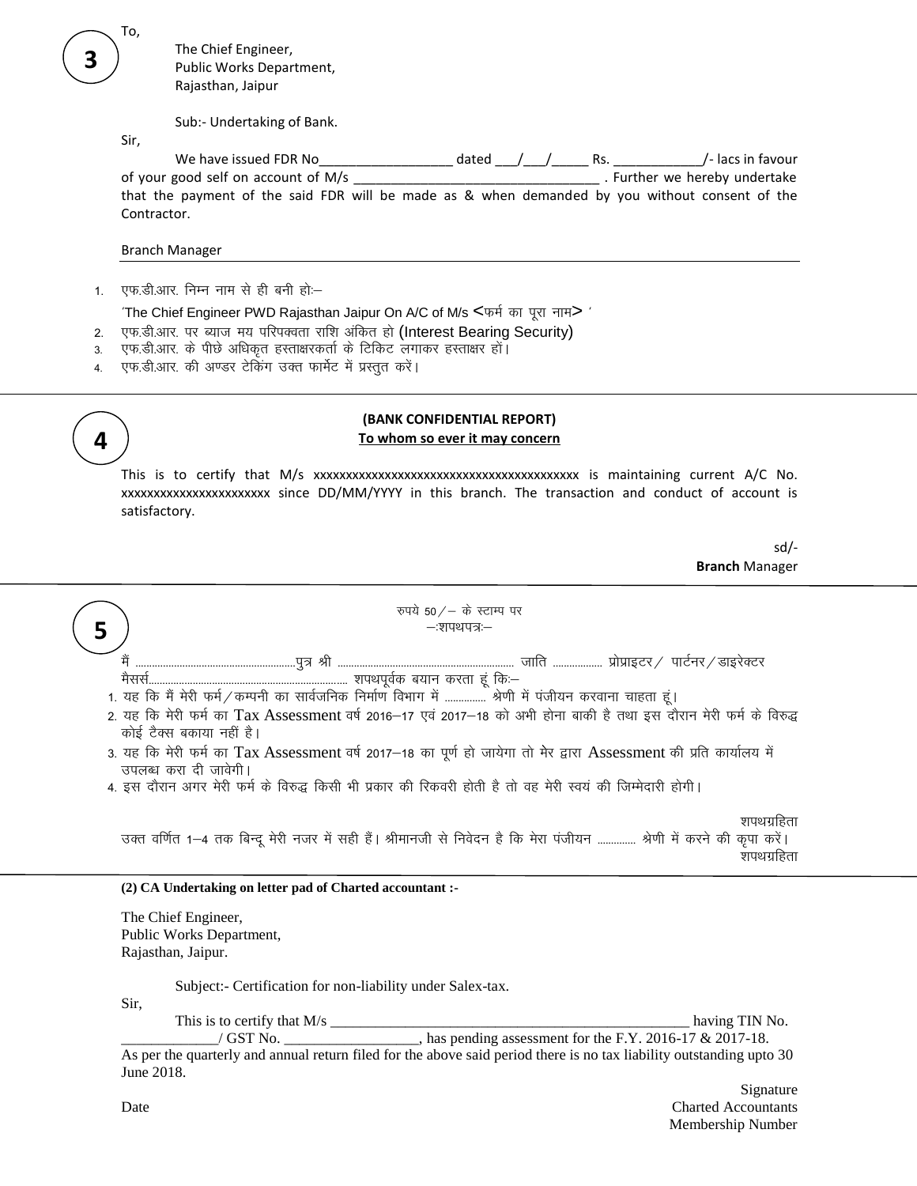**3**

To,

The Chief Engineer,
Public Works Department,
Rajasthan, Jaipur

Sub:- Undertaking of Bank.

Sir,

We have issued FDR No__________________ dated ___/___/_____ Rs. ____________/- lacs in favour of your good self on account of M/s _________________________________ . Further we hereby undertake that the payment of the said FDR will be made as & when demanded by you without consent of the Contractor.

Branch Manager

1. एफ.डी.आर. निम्न नाम से ही बनी होः–
   'The Chief Engineer PWD Rajasthan Jaipur On A/C of M/s <फर्म का पूरा नाम> '
2. एफ.डी.आर. पर ब्याज मय परिपक्वता राशि अंकित हो (Interest Bearing Security)
3. एफ.डी.आर. के पीछे अधिकृत हस्ताक्षरकर्ता के टिकिट लगाकर हस्ताक्षर हों।
4. एफ.डी.आर. की अण्डर टेकिंग उक्त फार्मेट में प्रस्तुत करें।

---

**4**

**(BANK CONFIDENTIAL REPORT)**

**To whom so ever it may concern**

This is to certify that M/s xxxxxxxxxxxxxxxxxxxxxxxxxxxxxxxxxxxxxxxxx is maintaining current A/C No. xxxxxxxxxxxxxxxxxxxxxxx since DD/MM/YYYY in this branch. The transaction and conduct of account is satisfactory.

sd/-
**Branch** Manager

---

**5**

रुपये 50/– के स्टाम्प पर
–:शपथपत्र:–

मैं ..........................................................पुत्र श्री ................................................................. जाति .................. प्रोप्राइटर / पार्टनर / डाइरेक्टर मैसर्स......................................................................... शपथपूर्वक बयान करता हूं किः–

1. यह कि मैं मेरी फर्म / कम्पनी का सार्वजनिक निर्माण विभाग में ............... श्रेणी में पंजीयन करवाना चाहता हूं।
2. यह कि मेरी फर्म का Tax Assessment वर्ष 2016–17 एवं 2017–18 को अभी होना बाकी है तथा इस दौरान मेरी फर्म के विरुद्ध कोई टैक्स बकाया नहीं है।
3. यह कि मेरी फर्म का Tax Assessment वर्ष 2017–18 का पूर्ण हो जायेगा तो मेर द्वारा Assessment की प्रति कार्यालय में उपलब्ध करा दी जावेगी।
4. इस दौरान अगर मेरी फर्म के विरुद्ध किसी भी प्रकार की रिकवरी होती है तो वह मेरी स्वयं की जिम्मेदारी होगी।

शपथग्रहिता

उक्त वर्णित 1–4 तक बिन्दू मेरी नजर में सही हैं। श्रीमानजी से निवेदन है कि मेरा पंजीयन .............. श्रेणी में करने की कृपा करें।

शपथग्रहिता

---

**(2) CA Undertaking on letter pad of Charted accountant :-**

The Chief Engineer,
Public Works Department,
Rajasthan, Jaipur.

Subject:- Certification for non-liability under Salex-tax.

Sir,

This is to certify that M/s __________________________________________________ having TIN No. _____________/ GST No. __________________, has pending assessment for the F.Y. 2016-17 & 2017-18. As per the quarterly and annual return filed for the above said period there is no tax liability outstanding upto 30 June 2018.

Date

Signature
Charted Accountants
Membership Number